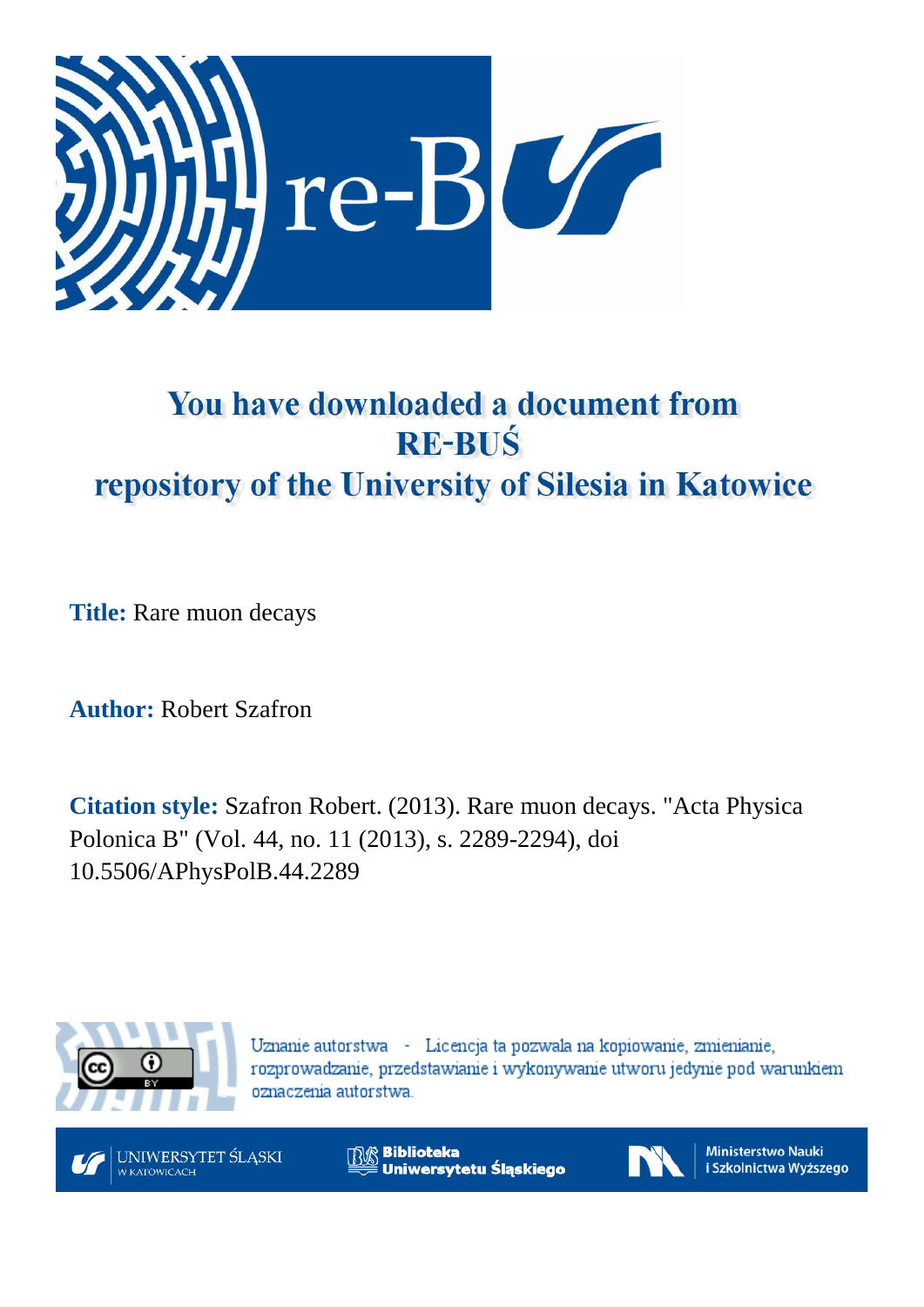# You have downloaded a document from RE-BUŚ repository of the University of Silesia in Katowice

**Title:** Rare muon decays

**Author:** Robert Szafron

**Citation style:** Szafron Robert. (2013). Rare muon decays. "Acta Physica Polonica B" (Vol. 44, no. 11 (2013), s. 2289-2294), doi 10.5506/APhysPolB.44.2289

Uznanie autorstwa - Licencja ta pozwala na kopiowanie, zmienianie, rozprowadzanie, przedstawianie i wykonywanie utworu jedynie pod warunkiem oznaczenia autorstwa.

UNIWERSYTET ŚLĄSKI W KATOWICACH

Biblioteka Uniwersytetu Śląskiego

Ministerstwo Nauki i Szkolnictwa Wyższego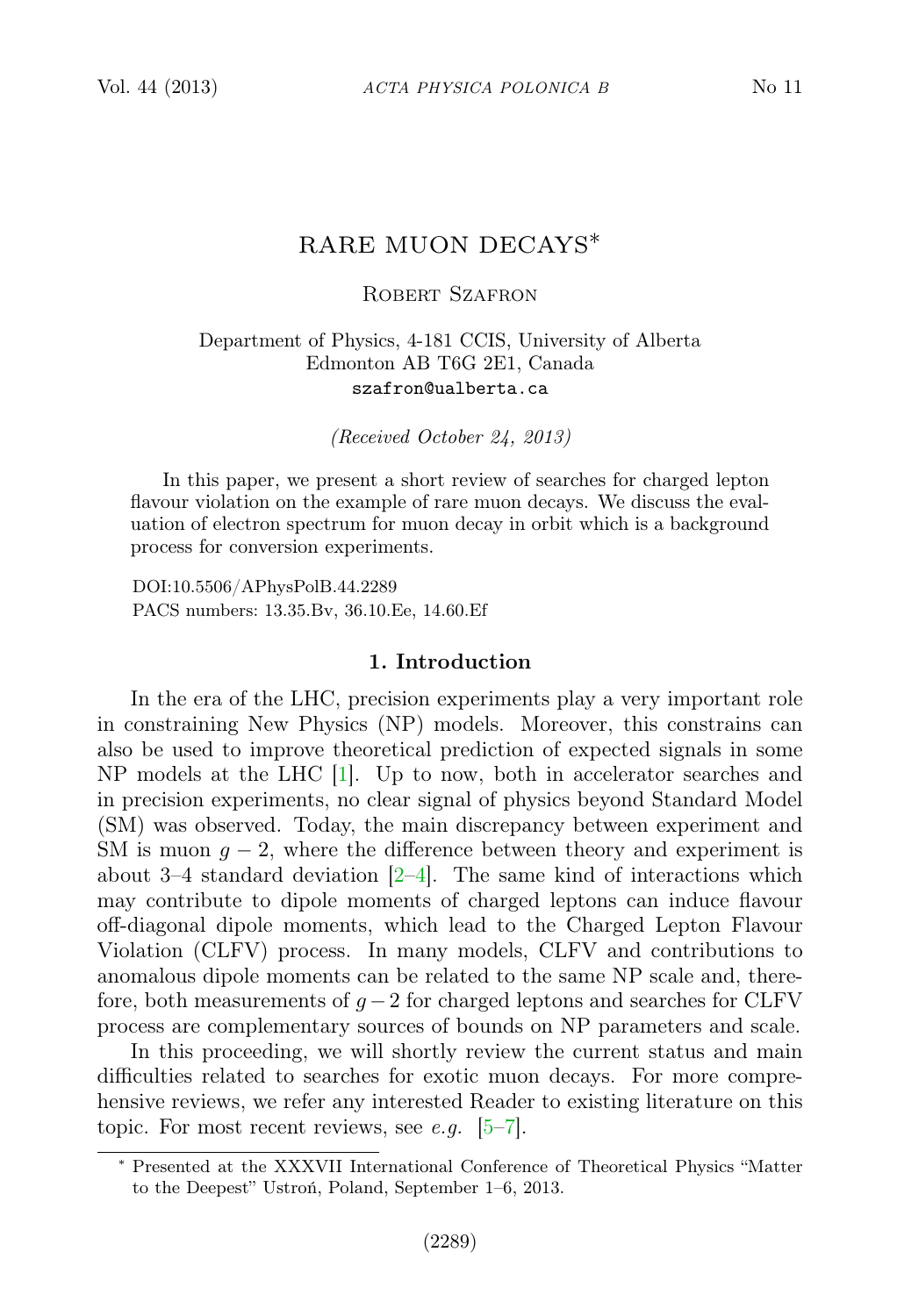# RARE MUON DECAYS*

Robert Szafron

Department of Physics, 4-181 CCIS, University of Alberta
Edmonton AB T6G 2E1, Canada
szafron@ualberta.ca

*(Received October 24, 2013)*

In this paper, we present a short review of searches for charged lepton flavour violation on the example of rare muon decays. We discuss the evaluation of electron spectrum for muon decay in orbit which is a background process for conversion experiments.

DOI:10.5506/APhysPolB.44.2289
PACS numbers: 13.35.Bv, 36.10.Ee, 14.60.Ef

## 1. Introduction

In the era of the LHC, precision experiments play a very important role in constraining New Physics (NP) models. Moreover, this constrains can also be used to improve theoretical prediction of expected signals in some NP models at the LHC [1]. Up to now, both in accelerator searches and in precision experiments, no clear signal of physics beyond Standard Model (SM) was observed. Today, the main discrepancy between experiment and SM is muon $g-2$, where the difference between theory and experiment is about 3–4 standard deviation [2–4]. The same kind of interactions which may contribute to dipole moments of charged leptons can induce flavour off-diagonal dipole moments, which lead to the Charged Lepton Flavour Violation (CLFV) process. In many models, CLFV and contributions to anomalous dipole moments can be related to the same NP scale and, therefore, both measurements of $g-2$ for charged leptons and searches for CLFV process are complementary sources of bounds on NP parameters and scale.

In this proceeding, we will shortly review the current status and main difficulties related to searches for exotic muon decays. For more comprehensive reviews, we refer any interested Reader to existing literature on this topic. For most recent reviews, see *e.g.* [5–7].

---

* Presented at the XXXVII International Conference of Theoretical Physics "Matter to the Deepest" Ustroń, Poland, September 1–6, 2013.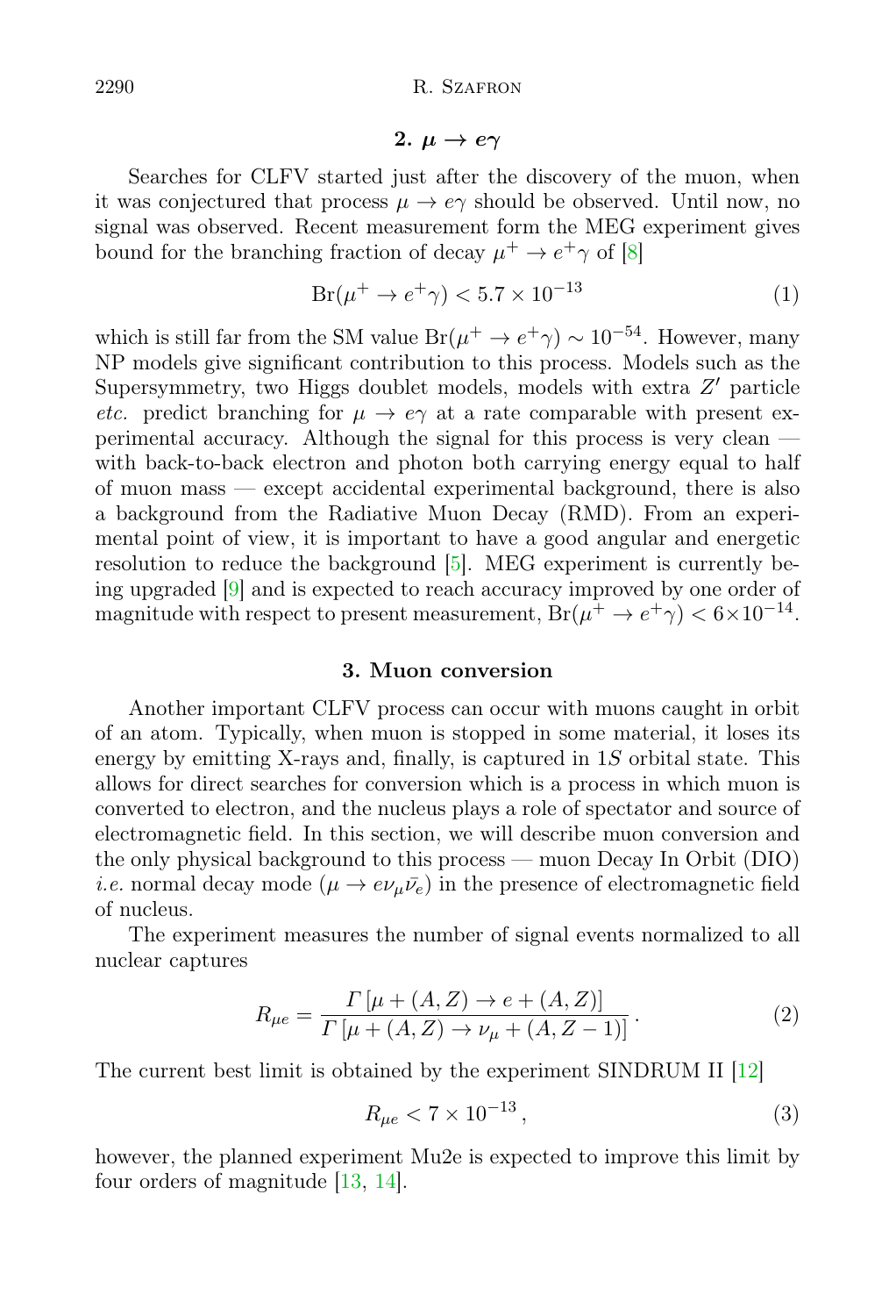## 2. $\mu \to e\gamma$

Searches for CLFV started just after the discovery of the muon, when it was conjectured that process $\mu \to e\gamma$ should be observed. Until now, no signal was observed. Recent measurement form the MEG experiment gives bound for the branching fraction of decay $\mu^+ \to e^+\gamma$ of [8]

$$\mathrm{Br}(\mu^+ \to e^+\gamma) < 5.7 \times 10^{-13} \tag{1}$$

which is still far from the SM value $\mathrm{Br}(\mu^+ \to e^+\gamma) \sim 10^{-54}$. However, many NP models give significant contribution to this process. Models such as the Supersymmetry, two Higgs doublet models, models with extra $Z'$ particle *etc.* predict branching for $\mu \to e\gamma$ at a rate comparable with present experimental accuracy. Although the signal for this process is very clean — with back-to-back electron and photon both carrying energy equal to half of muon mass — except accidental experimental background, there is also a background from the Radiative Muon Decay (RMD). From an experimental point of view, it is important to have a good angular and energetic resolution to reduce the background [5]. MEG experiment is currently being upgraded [9] and is expected to reach accuracy improved by one order of magnitude with respect to present measurement, $\mathrm{Br}(\mu^+ \to e^+\gamma) < 6\times10^{-14}$.

## 3. Muon conversion

Another important CLFV process can occur with muons caught in orbit of an atom. Typically, when muon is stopped in some material, it loses its energy by emitting X-rays and, finally, is captured in $1S$ orbital state. This allows for direct searches for conversion which is a process in which muon is converted to electron, and the nucleus plays a role of spectator and source of electromagnetic field. In this section, we will describe muon conversion and the only physical background to this process — muon Decay In Orbit (DIO) *i.e.* normal decay mode ($\mu \to e\nu_\mu\bar{\nu}_e$) in the presence of electromagnetic field of nucleus.

The experiment measures the number of signal events normalized to all nuclear captures

$$R_{\mu e} = \frac{\Gamma\left[\mu + (A,Z) \to e + (A,Z)\right]}{\Gamma\left[\mu + (A,Z) \to \nu_\mu + (A,Z-1)\right]}\,. \tag{2}$$

The current best limit is obtained by the experiment SINDRUM II [12]

$$R_{\mu e} < 7 \times 10^{-13}\,, \tag{3}$$

however, the planned experiment Mu2e is expected to improve this limit by four orders of magnitude [13, 14].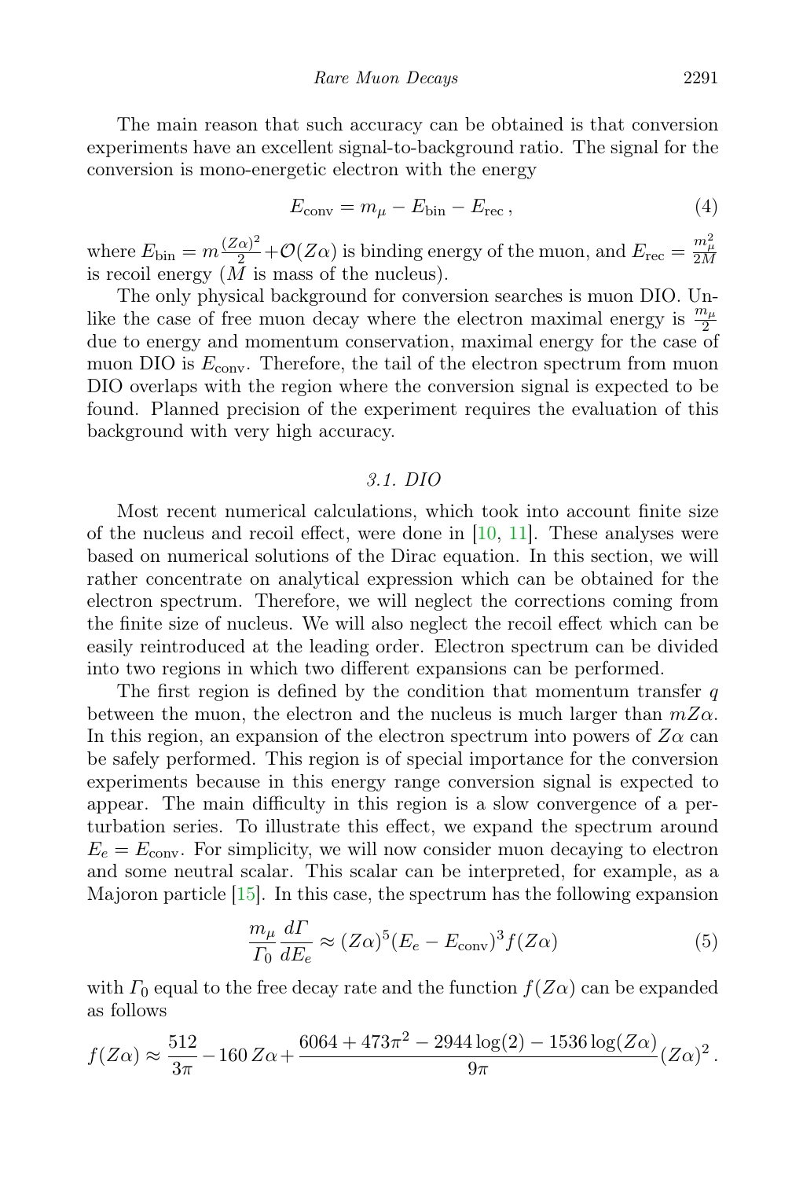The main reason that such accuracy can be obtained is that conversion experiments have an excellent signal-to-background ratio. The signal for the conversion is mono-energetic electron with the energy

$$E_{\rm conv} = m_\mu - E_{\rm bin} - E_{\rm rec}\,, \tag{4}$$

where $E_{\rm bin} = m\frac{(Z\alpha)^2}{2} + \mathcal{O}(Z\alpha)$ is binding energy of the muon, and $E_{\rm rec} = \frac{m_\mu^2}{2M}$ is recoil energy ($M$ is mass of the nucleus).

The only physical background for conversion searches is muon DIO. Unlike the case of free muon decay where the electron maximal energy is $\frac{m_\mu}{2}$ due to energy and momentum conservation, maximal energy for the case of muon DIO is $E_{\rm conv}$. Therefore, the tail of the electron spectrum from muon DIO overlaps with the region where the conversion signal is expected to be found. Planned precision of the experiment requires the evaluation of this background with very high accuracy.

### *3.1. DIO*

Most recent numerical calculations, which took into account finite size of the nucleus and recoil effect, were done in [10, 11]. These analyses were based on numerical solutions of the Dirac equation. In this section, we will rather concentrate on analytical expression which can be obtained for the electron spectrum. Therefore, we will neglect the corrections coming from the finite size of nucleus. We will also neglect the recoil effect which can be easily reintroduced at the leading order. Electron spectrum can be divided into two regions in which two different expansions can be performed.

The first region is defined by the condition that momentum transfer $q$ between the muon, the electron and the nucleus is much larger than $mZ\alpha$. In this region, an expansion of the electron spectrum into powers of $Z\alpha$ can be safely performed. This region is of special importance for the conversion experiments because in this energy range conversion signal is expected to appear. The main difficulty in this region is a slow convergence of a perturbation series. To illustrate this effect, we expand the spectrum around $E_e = E_{\rm conv}$. For simplicity, we will now consider muon decaying to electron and some neutral scalar. This scalar can be interpreted, for example, as a Majoron particle [15]. In this case, the spectrum has the following expansion

$$\frac{m_\mu}{\Gamma_0}\frac{d\Gamma}{dE_e} \approx (Z\alpha)^5 (E_e - E_{\rm conv})^3 f(Z\alpha) \tag{5}$$

with $\Gamma_0$ equal to the free decay rate and the function $f(Z\alpha)$ can be expanded as follows

$$f(Z\alpha) \approx \frac{512}{3\pi} - 160\,Z\alpha + \frac{6064 + 473\pi^2 - 2944\log(2) - 1536\log(Z\alpha)}{9\pi}(Z\alpha)^2\,.$$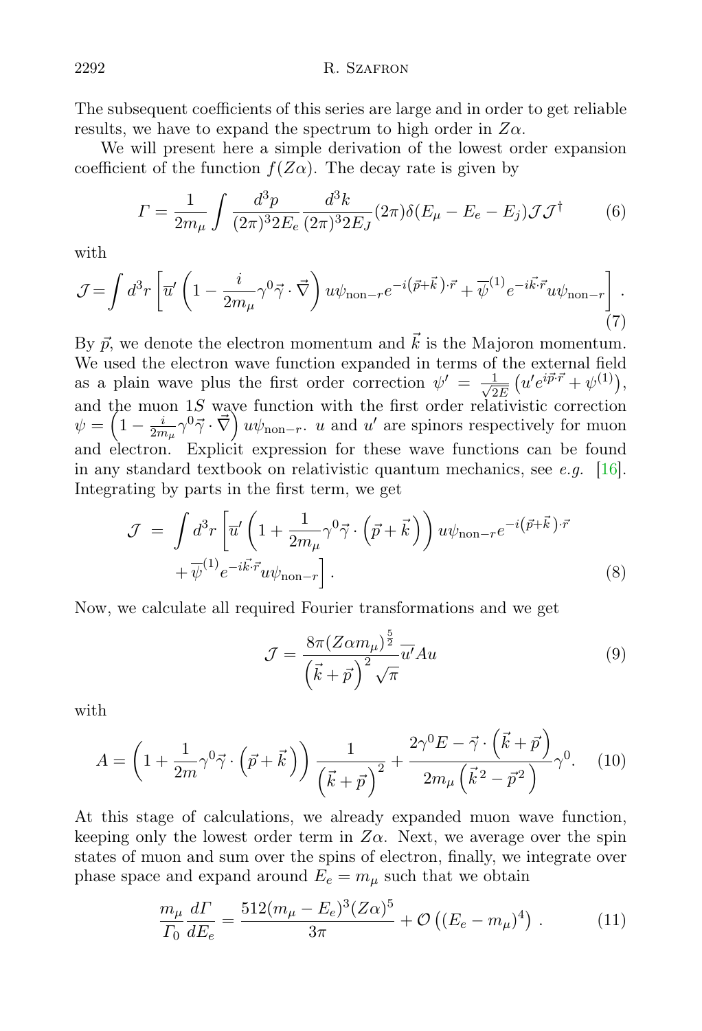The subsequent coefficients of this series are large and in order to get reliable results, we have to expand the spectrum to high order in $Z\alpha$.

We will present here a simple derivation of the lowest order expansion coefficient of the function $f(Z\alpha)$. The decay rate is given by

$$\Gamma = \frac{1}{2m_\mu} \int \frac{d^3p}{(2\pi)^3 2E_e} \frac{d^3k}{(2\pi)^3 2E_J} (2\pi)\delta(E_\mu - E_e - E_j) \mathcal{J}\mathcal{J}^\dagger \tag{6}$$

with

$$\mathcal{J} = \int d^3r \left[ \overline{u}' \left( 1 - \frac{i}{2m_\mu} \gamma^0 \vec{\gamma} \cdot \vec{\nabla} \right) u \psi_{\mathrm{non-}r} e^{-i\left(\vec{p}+\vec{k}\right)\cdot\vec{r}} + \overline{\psi}^{(1)} e^{-i\vec{k}\cdot\vec{r}} u \psi_{\mathrm{non-}r} \right]. \tag{7}$$

By $\vec{p}$, we denote the electron momentum and $\vec{k}$ is the Majoron momentum. We used the electron wave function expanded in terms of the external field as a plain wave plus the first order correction $\psi' = \frac{1}{\sqrt{2E}}\left(u' e^{i\vec{p}\cdot\vec{r}} + \psi^{(1)}\right)$, and the muon $1S$ wave function with the first order relativistic correction $\psi = \left(1 - \frac{i}{2m_\mu}\gamma^0 \vec{\gamma}\cdot\vec{\nabla}\right) u \psi_{\mathrm{non-}r}$. $u$ and $u'$ are spinors respectively for muon and electron. Explicit expression for these wave functions can be found in any standard textbook on relativistic quantum mechanics, see *e.g.* [16]. Integrating by parts in the first term, we get

$$\begin{aligned} \mathcal{J} = & \int d^3r \left[ \overline{u}' \left( 1 + \frac{1}{2m_\mu} \gamma^0 \vec{\gamma} \cdot \left( \vec{p} + \vec{k} \right) \right) u \psi_{\mathrm{non-}r} e^{-i\left(\vec{p}+\vec{k}\right)\cdot\vec{r}} \right. \\ & \left. + \overline{\psi}^{(1)} e^{-i\vec{k}\cdot\vec{r}} u \psi_{\mathrm{non-}r} \right]. \end{aligned} \tag{8}$$

Now, we calculate all required Fourier transformations and we get

$$\mathcal{J} = \frac{8\pi (Z\alpha m_\mu)^{\frac{5}{2}}}{\left(\vec{k}+\vec{p}\right)^2 \sqrt{\pi}} \overline{u'} A u \tag{9}$$

with

$$A = \left( 1 + \frac{1}{2m} \gamma^0 \vec{\gamma} \cdot \left( \vec{p} + \vec{k} \right) \right) \frac{1}{\left(\vec{k}+\vec{p}\right)^2} + \frac{2\gamma^0 E - \vec{\gamma}\cdot\left(\vec{k}+\vec{p}\right)}{2m_\mu \left(\vec{k}^{\,2} - \vec{p}^{\,2}\right)} \gamma^0. \tag{10}$$

At this stage of calculations, we already expanded muon wave function, keeping only the lowest order term in $Z\alpha$. Next, we average over the spin states of muon and sum over the spins of electron, finally, we integrate over phase space and expand around $E_e = m_\mu$ such that we obtain

$$\frac{m_\mu}{\Gamma_0} \frac{d\Gamma}{dE_e} = \frac{512 (m_\mu - E_e)^3 (Z\alpha)^5}{3\pi} + \mathcal{O}\left( (E_e - m_\mu)^4 \right). \tag{11}$$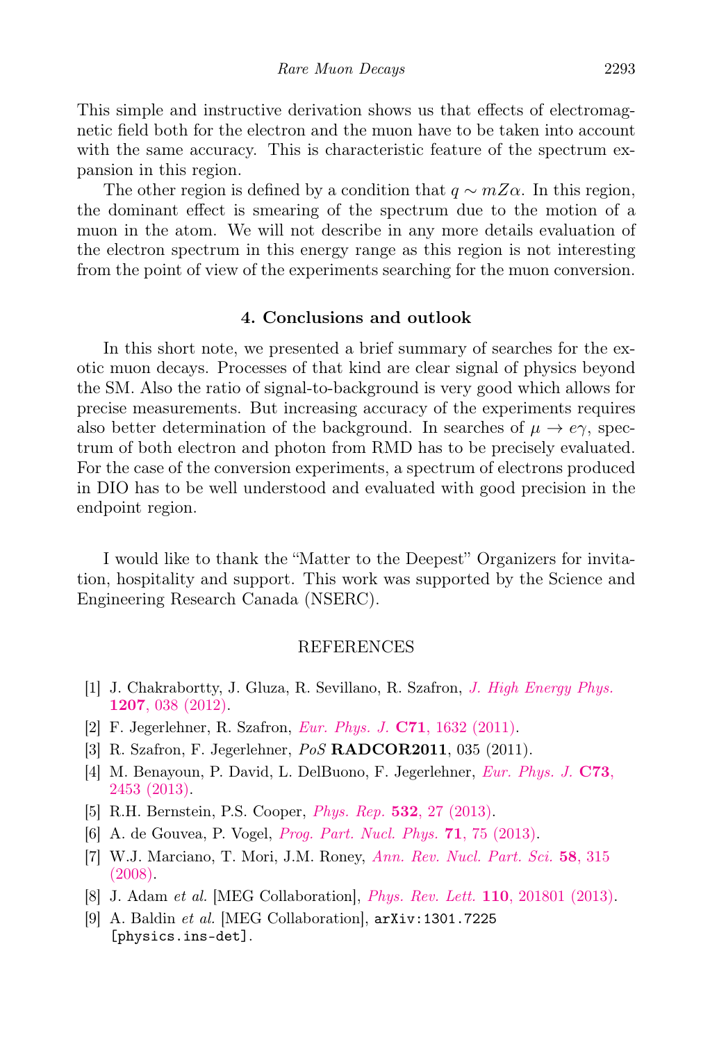This simple and instructive derivation shows us that effects of electromagnetic field both for the electron and the muon have to be taken into account with the same accuracy. This is characteristic feature of the spectrum expansion in this region.

The other region is defined by a condition that $q \sim mZ\alpha$. In this region, the dominant effect is smearing of the spectrum due to the motion of a muon in the atom. We will not describe in any more details evaluation of the electron spectrum in this energy range as this region is not interesting from the point of view of the experiments searching for the muon conversion.

## 4. Conclusions and outlook

In this short note, we presented a brief summary of searches for the exotic muon decays. Processes of that kind are clear signal of physics beyond the SM. Also the ratio of signal-to-background is very good which allows for precise measurements. But increasing accuracy of the experiments requires also better determination of the background. In searches of $\mu \to e\gamma$, spectrum of both electron and photon from RMD has to be precisely evaluated. For the case of the conversion experiments, a spectrum of electrons produced in DIO has to be well understood and evaluated with good precision in the endpoint region.

I would like to thank the "Matter to the Deepest" Organizers for invitation, hospitality and support. This work was supported by the Science and Engineering Research Canada (NSERC).

## REFERENCES

[1] J. Chakrabortty, J. Gluza, R. Sevillano, R. Szafron, *J. High Energy Phys.* **1207**, 038 (2012).

[2] F. Jegerlehner, R. Szafron, *Eur. Phys. J.* **C71**, 1632 (2011).

[3] R. Szafron, F. Jegerlehner, *PoS* **RADCOR2011**, 035 (2011).

[4] M. Benayoun, P. David, L. DelBuono, F. Jegerlehner, *Eur. Phys. J.* **C73**, 2453 (2013).

[5] R.H. Bernstein, P.S. Cooper, *Phys. Rep.* **532**, 27 (2013).

[6] A. de Gouvea, P. Vogel, *Prog. Part. Nucl. Phys.* **71**, 75 (2013).

[7] W.J. Marciano, T. Mori, J.M. Roney, *Ann. Rev. Nucl. Part. Sci.* **58**, 315 (2008).

[8] J. Adam *et al.* [MEG Collaboration], *Phys. Rev. Lett.* **110**, 201801 (2013).

[9] A. Baldin *et al.* [MEG Collaboration], arXiv:1301.7225 [physics.ins-det].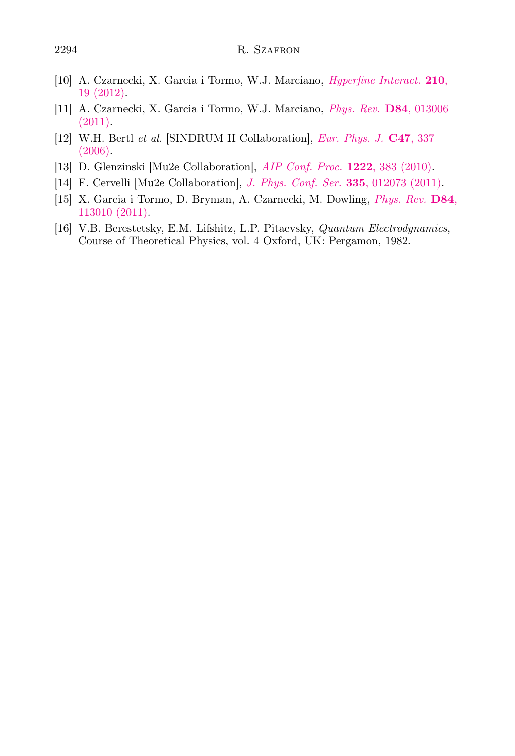[10] A. Czarnecki, X. Garcia i Tormo, W.J. Marciano, *Hyperfine Interact.* **210**, 19 (2012).

[11] A. Czarnecki, X. Garcia i Tormo, W.J. Marciano, *Phys. Rev.* **D84**, 013006 (2011).

[12] W.H. Bertl *et al.* [SINDRUM II Collaboration], *Eur. Phys. J.* **C47**, 337 (2006).

[13] D. Glenzinski [Mu2e Collaboration], *AIP Conf. Proc.* **1222**, 383 (2010).

[14] F. Cervelli [Mu2e Collaboration], *J. Phys. Conf. Ser.* **335**, 012073 (2011).

[15] X. Garcia i Tormo, D. Bryman, A. Czarnecki, M. Dowling, *Phys. Rev.* **D84**, 113010 (2011).

[16] V.B. Berestetsky, E.M. Lifshitz, L.P. Pitaevsky, *Quantum Electrodynamics*, Course of Theoretical Physics, vol. 4 Oxford, UK: Pergamon, 1982.